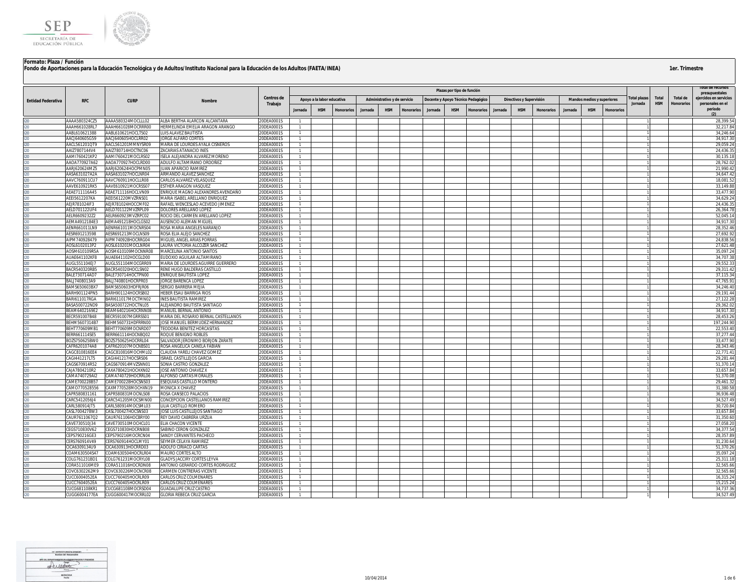SEP SECRETARÍA DE EDUCACIÓN PÚBLICA

**Formato: Plaza / Función**

**Fondo de Aportaciones para la Educación Tecnológica y de Adultos/Instituto Nacional para la Educación de los Adultos (FAETA/INEA)**

**1er. Trimestre**

| Entidad Federativa | RFC | CURP | Nombre | Centros de Trabajo | Plazas por tipo de función | | | | | | | | | | | | | | | Total plazas Jornada | Total HSM | Total de Honorarios | Total de recursos presupuestales ejercidos en servicios personales en el periodo (2) |
|---|---|---|---|---|---|---|---|---|---|---|---|---|---|---|---|---|---|---|---|---|---|---|---|
| | | | | | Apoyo a la labor educativa | | | Administrativo y de servicio | | | Docente y Apoyo Técnico Pedagógico | | | Directivos y Supervisión | | | Mandos medios y superiores | | | | | | |
| | | | | | Jornada | HSM | Honorarios | Jornada | HSM | Honorarios | Jornada | HSM | Honorarios | Jornada | HSM | Honorarios | Jornada | HSM | Honorarios | | | | |
| I20 | AAAA580324CZ5 | AAAA580324MOCLLL02 | ALBA BERTHA ALARCON ALCANTARA | 20DEA0001S | 1 | | | | | | | | | | | | | | | 1 | | | 28,399.54 |
| I20 | AAAH661028RL7 | AAAH661028MOCRRR00 | HERMELINDA EMELIA ARAGON ARANGO | 20DEA0001S | 1 | | | | | | | | | | | | | | | 1 | | | 32,217.84 |
| I20 | AABL610621388 | AABL610621HOCLTS02 | LUIS ALAVEZ BAUTISTA | 20DEA0001S | 1 | | | | | | | | | | | | | | | 1 | | | 34,246.64 |
| I20 | AACJ640605G59 | AACJ640605HOCLRR02 | JORGE ALFARO CORTES | 20DEA0001S | 1 | | | | | | | | | | | | | | | 1 | | | 34,917.30 |
| I20 | AACL561201QT9 | AACL561201MMNYSR09 | MARIA DE LOURDES AYALA CISNEROS | 20DEA0001S | 1 | | | | | | | | | | | | | | | 1 | | | 29,059.24 |
| I20 | AAIZ7807144V4 | AAIZ780714HOCTNC06 | ZACARIAS ATANACIO INES | 20DEA0001S | 1 | | | | | | | | | | | | | | | 1 | | | 24,436.35 |
| I20 | AAMI760421KP2 | AAMI760421MOCLRS02 | ISELA ALEJANDRA ALVAREZ MORENO | 20DEA0001S | 1 | | | | | | | | | | | | | | | 1 | | | 30,135.18 |
| I20 | AAOA770927A62 | AAOA770927HOCLRD00 | ADULFO ALTAMIRANO ORDOÑEZ | 20DEA0001S | 1 | | | | | | | | | | | | | | | 1 | | | 28,762.02 |
| I20 | AARJ620624MZ5 | AARJ620624HOCPMN05 | JUAN APARICIO RAMIREZ | 20DEA0001S | 1 | | | | | | | | | | | | | | | 1 | | | 21,990.42 |
| I20 | AASA631027A2A | AASA631027HOCLNR04 | ARMANDO ALAVEZ SANCHEZ | 20DEA0001S | 1 | | | | | | | | | | | | | | | 1 | | | 34,647.42 |
| I20 | AAVC760911CU7 | AAVC760911HOCLLR08 | CARLOS ALVAREZ VELASQUEZ | 20DEA0001S | 1 | | | | | | | | | | | | | | | 1 | | | 18,081.52 |
| I20 | AAVE610921RK5 | AAVE610921MOCRSS07 | ESTHER ARAGON VASQUEZ | 20DEA0001S | 1 | | | | | | | | | | | | | | | 1 | | | 33,149.88 |
| I20 | AEAE711116A45 | AEAE711116HOCLVN09 | ENRIQUE MAGNO ALEXANDRES AVENDAÑO | 20DEA0001S | 1 | | | | | | | | | | | | | | | 1 | | | 33,477.90 |
| I20 | AEEI5612207KA | AEEI561220MVZRNS01 | MARIA ISABEL ARELLANO ENRIQUEZ | 20DEA0001S | 1 | | | | | | | | | | | | | | | 1 | | | 34,629.24 |
| I20 | AEJR781024IF3 | AEJR781024HOCCMF02 | RAFAEL WENCESLAO ACEVEDO JIMENEZ | 20DEA0001S | 1 | | | | | | | | | | | | | | | 1 | | | 24,436.35 |
| I20 | AELD701122UF4 | AELD701122MVZRPL09 | DOLORES ARELLANO LOPEZ | 20DEA0001S | 1 | | | | | | | | | | | | | | | 1 | | | 26,364.78 |
| I20 | AELR6609232Z2 | AELR660923MVZRPC02 | ROCIO DEL CARMEN ARELLANO LOPEZ | 20DEA0001S | 1 | | | | | | | | | | | | | | | 1 | | | 52,045.14 |
| I20 | AEMA4912184E3 | AEMA491218HOCLGS02 | AUSENCIO ALEMAN MIGUEL | 20DEA0001S | 1 | | | | | | | | | | | | | | | 1 | | | 34,917.30 |
| I20 | AENR661011LN9 | AENR661011MOCNRS04 | ROSA MARIA ANGELES NARANJO | 20DEA0001S | 1 | | | | | | | | | | | | | | | 1 | | | 28,352.46 |
| I20 | AESR691213598 | AESR691213MOCLNS09 | ROSA ELIA ALEJO SANCHEZ | 20DEA0001S | 1 | | | | | | | | | | | | | | | 1 | | | 27,692.92 |
| I20 | AIPM740928479 | AIPM740928HOCRRG04 | MIGUEL ANGEL ARIAS PORRAS | 20DEA0001S | 1 | | | | | | | | | | | | | | | 1 | | | 24,838.56 |
| I20 | AOSL6102013P2 | AOSL610201MOCLNR04 | LAURA VICTORIA ALCOZER SANCHEZ | 20DEA0001S | 1 | | | | | | | | | | | | | | | 1 | | | 27,621.48 |
| I20 | AOSM610109R5A | AOSM610109MOCNNR08 | MARCELINA ANTONIO SANTOS | 20DEA0001S | 1 | | | | | | | | | | | | | | | 1 | | | 35,097.24 |
| I20 | AUAE641102KF8 | AUAE641102HOCGLD00 | EUDOXIO AGUILAR ALTAMIRANO | 20DEA0001S | 1 | | | | | | | | | | | | | | | 1 | | | 34,707.38 |
| I20 | AUGL551104EJ7 | AUGL551104MOCGRR09 | MARIA DE LOURDES AGUIRRE GUERRERO | 20DEA0001S | 1 | | | | | | | | | | | | | | | 1 | | | 29,552.33 |
| I20 | BACR540320RB5 | BACR540320HOCLSN02 | RENE HUGO BALDERAS CASTILLO | 20DEA0001S | 1 | | | | | | | | | | | | | | | 1 | | | 29,311.42 |
| I20 | BALE730714AD7 | BALE730714HOCTPN00 | ENRIQUE BAUTISTA LOPEZ | 20DEA0001S | 1 | | | | | | | | | | | | | | | 1 | | | 37,115.34 |
| I20 | BALJ7408013A9 | BALJ740801HOCRPR03 | JORGE BARENCA LOPEZ | 20DEA0001S | 1 | | | | | | | | | | | | | | | 1 | | | 47,765.91 |
| I20 | BAMS650603BX7 | BAMS650603HDFRJR06 | SERGIO BARRERA MEJIA | 20DEA0001S | 1 | | | | | | | | | | | | | | | 1 | | | 34,246.40 |
| I20 | BARH901124PN5 | BARH901124HOCRSB02 | HEBER ESAU BARRIGA RIOS | 20DEA0001S | 1 | | | | | | | | | | | | | | | 1 | | | 29,191.44 |
| I20 | BARI611017RGA | BARI611017MOCTMN02 | INES BAUTISTA RAMIREZ | 20DEA0001S | 1 | | | | | | | | | | | | | | | 1 | | | 27,122.28 |
| I20 | BASA500722ND9 | BASA500722HOCTNL05 | ALEJANDRO BAUTISTA SANTIAGO | 20DEA0001S | 1 | | | | | | | | | | | | | | | 1 | | | 29,362.02 |
| I20 | BEAM6402169E2 | BEAM640216HOCRNN08 | MANUEL BERNAL ANTONIO | 20DEA0001S | 1 | | | | | | | | | | | | | | | 1 | | | 34,917.30 |
| I20 | BECR591007B48 | BECR591007MGRRSS01 | MARIA DEL ROSARIO BERNAL CASTELLANOS | 20DEA0001S | 1 | | | | | | | | | | | | | | | 1 | | | 28,453.26 |
| I20 | BEHM5607314B7 | BEHM560731HDFRRN00 | JOSE MANUEL BERMUDEZ HERNANDEZ | 20DEA0001S | 1 | | | | | | | | | | | | | | | 1 | | | 197,244.90 |
| I20 | BEHT770609MB1 | BEHT770609MOCNRD07 | TEODORA BENITEZ HORCASITAS | 20DEA0001S | 1 | | | | | | | | | | | | | | | 1 | | | 22,553.40 |
| I20 | BERR661114SE5 | BERR661114HOCNBQ02 | ROQUE BENIGNO ROBLES | 20DEA0001S | 1 | | | | | | | | | | | | | | | 1 | | | 37,277.44 |
| I20 | BOZS750625BW0 | BOZS750625HOCRRL04 | SALVADOR JERONIMO BORJON ZARATE | 20DEA0001S | 1 | | | | | | | | | | | | | | | 1 | | | 33,477.90 |
| I20 | CAFR6201074A8 | CAFR620107MOCNBS01 | ROSA ANGELICA CANELA FABIAN | 20DEA0001S | 1 | | | | | | | | | | | | | | | 1 | | | 28,343.46 |
| I20 | CAGC810816EE4 | CAGC810816MOCHML02 | CLAUDIA YARELI CHAVEZ GOMEZ | 20DEA0001S | 1 | | | | | | | | | | | | | | | 1 | | | 22,771.41 |
| I20 | CAGI441217LT5 | CAGI441217HOCSRS06 | ISRAEL CASTILLEJOS GARCIA | 20DEA0001S | 1 | | | | | | | | | | | | | | | 1 | | | 29,281.44 |
| I20 | CAGS670914R52 | CAGS670914MVZSNN01 | SONIA CASTRO GONZALEZ | 20DEA0001S | 1 | | | | | | | | | | | | | | | 1 | | | 51,370.14 |
| I20 | CAJA7804210R2 | CAXA780421HOCHXN02 | JOSE ANTONIO CHAVEZ X | 20DEA0001S | 1 | | | | | | | | | | | | | | | 1 | | | 33,657.84 |
| I20 | CAMA740729AI2 | CAMA740729HOCRRL06 | ALFONSO CARTAS MORALES | 20DEA0001S | 1 | | | | | | | | | | | | | | | 1 | | | 51,370.08 |
| I20 | CAME700228B57 | CAME700228HOCSNS03 | ESEQUIAS CASTILLO MONTERO | 20DEA0001S | 1 | | | | | | | | | | | | | | | 1 | | | 29,461.32 |
| I20 | CAMO770528556 | CAXM770528MOCHXN19 | MONICA X CHAVEZ | 20DEA0001S | 1 | | | | | | | | | | | | | | | 1 | | | 31,380.58 |
| I20 | CAPR580831161 | CAPR580831MOCNLS08 | ROSA CANSECO PALACIOS | 20DEA0001S | 1 | | | | | | | | | | | | | | | 1 | | | 36,936.48 |
| I20 | CARC5412056J4 | CARC541205MOCSMN00 | CONCEPCION CASTELLANOS RAMIREZ | 20DEA0001S | 1 | | | | | | | | | | | | | | | 1 | | | 34,527.49 |
| I20 | CARL580914JT5 | CARL580914MOCSML03 | LILIA CASTILLO ROMERO | 20DEA0001S | 1 | | | | | | | | | | | | | | | 1 | | | 30,720.84 |
| I20 | CASL7004278W3 | CASL700427HOCSNS03 | JOSE LUIS CASTILLEJOS SANTIAGO | 20DEA0001S | 1 | | | | | | | | | | | | | | | 1 | | | 33,657.84 |
| I20 | CAUR7611067Q2 | CAUR761106HOCBRY00 | REY DAVID CABRERA URZUA | 20DEA0001S | 1 | | | | | | | | | | | | | | | 1 | | | 31,350.60 |
| I20 | CAVE730510J34 | CAVE730510MOCHCL01 | ELIA CHACON VICENTE | 20DEA0001S | 1 | | | | | | | | | | | | | | | 1 | | | 27,058.20 |
| I20 | CEGS710830V62 | CEGS710830HOCRNB08 | SABINO CERON GONZALEZ | 20DEA0001S | 1 | | | | | | | | | | | | | | | 1 | | | 34,377.54 |
| I20 | CEPS790216GE3 | CEPS790216MOCRCN04 | SANDY CERVANTES PACHECO | 20DEA0001S | 1 | | | | | | | | | | | | | | | 1 | | | 28,357.89 |
| I20 | CERS760914V49 | CERS760914HOCLMY01 | SEYMER CELAYA RAMIREZ | 20DEA0001S | 1 | | | | | | | | | | | | | | | 1 | | | 31,230.64 |
| I20 | CICA6309134U9 | CICA630913HOCRRD03 | ADOLFO CIRIACO CARTAS | 20DEA0001S | 1 | | | | | | | | | | | | | | | 1 | | | 51,370.26 |
| I20 | COAM630504S47 | COAM630504HOCRLR04 | MAURO CORTES ALTO | 20DEA0001S | 1 | | | | | | | | | | | | | | | 1 | | | 35,097.24 |
| I20 | COLG761231BD1 | COLG761231MOCRYL08 | GLADYS JACCIRY CORTES LEYVA | 20DEA0001S | 1 | | | | | | | | | | | | | | | 1 | | | 25,311.18 |
| I20 | CORA511016ME9 | CORA511016HOCRDN08 | ANTONIO GERARDO CORTES RODRIGUEZ | 20DEA0001S | 1 | | | | | | | | | | | | | | | 1 | | | 32,565.66 |
| I20 | COVC6302262M9 | COVC630226MOCNCR08 | CARMEN CONTRERAS VICENTE | 20DEA0001S | 1 | | | | | | | | | | | | | | | 1 | | | 32,565.66 |
| I20 | CUCC6004052EA | CUCC760405HOCRLR09 | CARLOS CRUZ COLMENARES | 20DEA0001S | 1 | | | | | | | | | | | | | | | 1 | | | 16,315.24 |
| I20 | CUCC7604052EA | CUCC760405HOCRLR09 | CARLOS CRUZ COLMENARES | 20DEA0001S | 1 | | | | | | | | | | | | | | | 1 | | | 15,215.24 |
| I20 | CUCG681108KR1 | CUCG681108MOCRSD04 | GUADALUPE CRUZ CASTRO | 20DEA0001S | 1 | | | | | | | | | | | | | | | 1 | | | 34,737.36 |
| I20 | CUGG6004177EA | CUGG600417MOCRRL02 | GLORIA REBECA CRUZ GARCIA | 20DEA0001S | 1 | | | | | | | | | | | | | | | 1 | | | 34,527.49 |

10/04/2014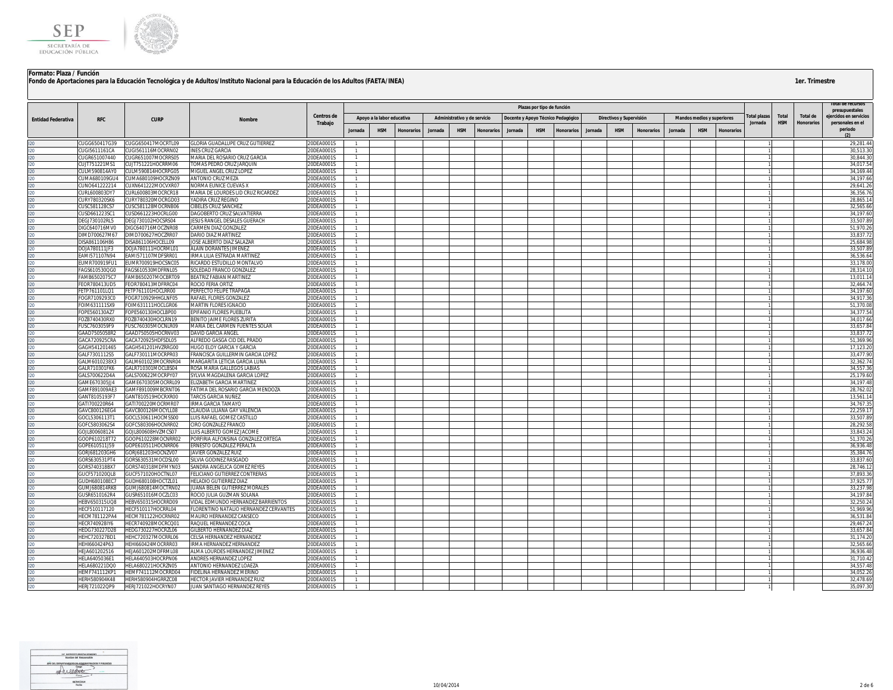**Formato: Plaza / Función**

**Fondo de Aportaciones para la Educación Tecnológica y de Adultos/Instituto Nacional para la Educación de los Adultos (FAETA/INEA)**

**1er. Trimestre**

| Entidad Federativa | RFC | CURP | Nombre | Centros de Trabajo | Plazas por tipo de función | | | | | | | | | | | | | | | Total plazas Jornada | Total HSM | Total de Honorarios | Total de recursos presupuestales ejercidos en servicios personales en el periodo (2) |
|---|---|---|---|---|---|---|---|---|---|---|---|---|---|---|---|---|---|---|---|---|---|---|---|
| | | | | | Apoyo a la labor educativa | | | Administrativo y de servicio | | | Docente y Apoyo Técnico Pedagógico | | | Directivos y Supervisión | | | Mandos medios y superiores | | | | | | |
| | | | | | Jornada | HSM | Honorarios | Jornada | HSM | Honorarios | Jornada | HSM | Honorarios | Jornada | HSM | Honorarios | Jornada | HSM | Honorarios | | | | |
| I20 | CUGG650417G39 | CUGG650417MOCRTL09 | GLORIA GUADALUPE CRUZ GUTIERREZ | 20DEA0001S | 1 | | | | | | | | | | | | | | | 1 | | | 29,281.44 |
| I20 | CUGI5611161CA | CUGI561116MOCRRN02 | INES CRUZ GARCIA | 20DEA0001S | 1 | | | | | | | | | | | | | | | 1 | | | 30,513.30 |
| I20 | CUGR651007440 | CUGR651007MOCRRS05 | MARIA DEL ROSARIO CRUZ GARCIA | 20DEA0001S | 1 | | | | | | | | | | | | | | | 1 | | | 30,844.30 |
| I20 | CUJT751221MS1 | CUJT751221HOCRRM06 | TOMAS PEDRO CRUZ JARQUIN | 20DEA0001S | 1 | | | | | | | | | | | | | | | 1 | | | 34,017.54 |
| I20 | CULM590814AY0 | CULM590814HOCRPG05 | MIGUEL ANGEL CRUZ LOPEZ | 20DEA0001S | 1 | | | | | | | | | | | | | | | 1 | | | 34,169.44 |
| I20 | CUMA680109GU4 | CUMA680109HOCRZN09 | ANTONIO CRUZ MEZA | 20DEA0001S | 1 | | | | | | | | | | | | | | | 1 | | | 34,197.66 |
| I20 | CUNO641222214 | CUXN641222MOCVXR07 | NORMA EUNICE CUEVAS X | 20DEA0001S | 1 | | | | | | | | | | | | | | | 1 | | | 29,641.26 |
| I20 | CURL600803DY7 | CURL600803MOCRCR18 | MARIA DE LOURDES LID CRUZ RICARDEZ | 20DEA0001S | 1 | | | | | | | | | | | | | | | 1 | | | 36,356.76 |
| I20 | CURY780320SK6 | CURY780320MOCRGD03 | YADIRA CRUZ REGINO | 20DEA0001S | 1 | | | | | | | | | | | | | | | 1 | | | 28,865.14 |
| I20 | CUSC581128CS7 | CUSC581128MOCRNB06 | CIBELES CRUZ SANCHEZ | 20DEA0001S | 1 | | | | | | | | | | | | | | | 1 | | | 32,565.66 |
| I20 | CUSD661223SC1 | CUSD661223HOCRLG00 | DAGOBERTO CRUZ SALVATIERRA | 20DEA0001S | 1 | | | | | | | | | | | | | | | 1 | | | 34,197.60 |
| I20 | DEGJ730102RL5 | DEGJ730102HOCSRS04 | JESUS RANGEL DESALES GUERACH | 20DEA0001S | 1 | | | | | | | | | | | | | | | 1 | | | 33,507.89 |
| I20 | DIGC640716MV0 | DIGC640716MOCZNR08 | CARMEN DIAZ GONZALEZ | 20DEA0001S | 1 | | | | | | | | | | | | | | | 1 | | | 51,970.26 |
| I20 | DIMD700627M67 | DIMD700627HOCZRR07 | DARIO DIAZ MARTINEZ | 20DEA0001S | 1 | | | | | | | | | | | | | | | 1 | | | 33,837.72 |
| I20 | DISA861106H86 | DISA861106HOCELL09 | JOSE ALBERTO DIAZ SALAZAR | 20DEA0001S | 1 | | | | | | | | | | | | | | | 1 | | | 25,684.98 |
| I20 | DOJA780111JF3 | DOJA780111HOCRML01 | ALAIN DORANTES JIMENEZ | 20DEA0001S | 1 | | | | | | | | | | | | | | | 1 | | | 33,507.89 |
| I20 | EAMI571107N94 | EAMI571107MDFSRR01 | IRMA LILIA ESTRADA MARTINEZ | 20DEA0001S | 1 | | | | | | | | | | | | | | | 1 | | | 36,536.64 |
| I20 | EUMR700919FU1 | EUMR700919HOCSNC05 | RICARDO ESTUDILLO MONTALVO | 20DEA0001S | 1 | | | | | | | | | | | | | | | 1 | | | 33,178.00 |
| I20 | FAGS610530QG0 | FAGS610530MDFRNL05 | SOLEDAD FRANCO GONZALEZ | 20DEA0001S | 1 | | | | | | | | | | | | | | | 1 | | | 28,314.10 |
| I20 | FAMB6502075C7 | FAMB650207MOCBRT09 | BEATRIZ FABIAN MARTINEZ | 20DEA0001S | 1 | | | | | | | | | | | | | | | 1 | | | 13,011.14 |
| I20 | FEOR780413UD5 | FEOR780413MDFRRC04 | ROCIO FERIA ORTIZ | 20DEA0001S | 1 | | | | | | | | | | | | | | | 1 | | | 32,464.74 |
| I20 | FETP761101LQ1 | FETP761101HOCLRR00 | PERFECTO FELIPE TRAPAGA | 20DEA0001S | 1 | | | | | | | | | | | | | | | 1 | | | 34,197.60 |
| I20 | FOGR7109293C0 | FOGR710929HGLNF05 | RAFAEL FLORES GONZALEZ | 20DEA0001S | 1 | | | | | | | | | | | | | | | 1 | | | 34,917.36 |
| I20 | FOIM631111SX9 | FOIM631111HOCLGR06 | MARTIN FLORES IGNACIO | 20DEA0001S | 1 | | | | | | | | | | | | | | | 1 | | | 51,370.08 |
| I20 | FOPE560130AZ7 | FOPE560130HOCLBP00 | EPIFANIO FLORES PUEBLITA | 20DEA0001S | 1 | | | | | | | | | | | | | | | 1 | | | 34,377.54 |
| I20 | FOZB740430RX0 | FOZB740430HOCLRN19 | BENITO JAIME FLORES ZURITA | 20DEA0001S | 1 | | | | | | | | | | | | | | | 1 | | | 34,017.66 |
| I20 | FUSC7603059F9 | FUSC760305MOCNLR09 | MARIA DEL CARMEN FUENTES SOLAR | 20DEA0001S | 1 | | | | | | | | | | | | | | | 1 | | | 33,657.84 |
| I20 | GAAD7505058R2 | GAAD750505HOCRNV03 | DAVID GARCIA ANGEL | 20DEA0001S | 1 | | | | | | | | | | | | | | | 1 | | | 33,837.72 |
| I20 | GACA720925CRA | GACA720925HDFSDL05 | ALFREDO GASGA CID DEL PRADO | 20DEA0001S | 1 | | | | | | | | | | | | | | | 1 | | | 51,369.96 |
| I20 | GAGH541201465 | GAGH541201HVZRRG00 | HUGO ELOY GARCIA Y GARCIA | 20DEA0001S | 1 | | | | | | | | | | | | | | | 1 | | | 17,123.20 |
| I20 | GALF7301112S5 | GALF730111MOCRPR03 | FRANCISCA GUILLERMIN GARCIA LOPEZ | 20DEA0001S | 1 | | | | | | | | | | | | | | | 1 | | | 33,477.90 |
| I20 | GALM6010238X3 | GALM601023MOCRNR04 | MARGARITA LETICIA GARCIA LUNA | 20DEA0001S | 1 | | | | | | | | | | | | | | | 1 | | | 32,362.74 |
| I20 | GALR710301FK6 | GALR710301MOCLBS04 | ROSA MARIA GALLEGOS LABIAS | 20DEA0001S | 1 | | | | | | | | | | | | | | | 1 | | | 34,557.36 |
| I20 | GALS700622D4A | GALS700622MOCRPY07 | SYLVIA MAGDALENA GARCIA LOPEZ | 20DEA0001S | 1 | | | | | | | | | | | | | | | 1 | | | 25,179.60 |
| I20 | GAME670305JJ4 | GAME670305MOCRRL09 | ELIZABETH GARCIA MARTINEZ | 20DEA0001S | 1 | | | | | | | | | | | | | | | 1 | | | 34,197.48 |
| I20 | GAMF891009AE3 | GAMF891009MBCRNT06 | FATIMA DEL ROSARIO GARCIA MENDOZA | 20DEA0001S | 1 | | | | | | | | | | | | | | | 1 | | | 28,762.02 |
| I20 | GANT8105193F7 | GANT810519HOCRXR00 | TARCIS GARCIA NUÑEZ | 20DEA0001S | 1 | | | | | | | | | | | | | | | 1 | | | 13,561.14 |
| I20 | GATI700220R64 | GATI700220MOCRMR07 | IRMA GARCIA TAMAYO | 20DEA0001S | 1 | | | | | | | | | | | | | | | 1 | | | 34,767.35 |
| I20 | GAVC800126EG4 | GAVC800126MOCYLL08 | CLAUDIA LILIANA GAY VALENCIA | 20DEA0001S | 1 | | | | | | | | | | | | | | | 1 | | | 22,259.17 |
| I20 | GOCL5306113T1 | GOCL530611HOCMSS00 | LUIS RAFAEL GOMEZ CASTILLO | 20DEA0001S | 1 | | | | | | | | | | | | | | | 1 | | | 33,507.89 |
| I20 | GOFC5803062S4 | GOFC580306HOCNRR02 | CIRO GONZALEZ FRANCO | 20DEA0001S | 1 | | | | | | | | | | | | | | | 1 | | | 28,292.58 |
| I20 | GOJL800608124 | GOJL800608HVZMCS07 | LUIS ALBERTO GOMEZ JACOME | 20DEA0001S | 1 | | | | | | | | | | | | | | | 1 | | | 33,843.24 |
| I20 | GOOP610218T72 | GOOP610228MOCNRR02 | PORFIRIA ALFONSINA GONZALEZ ORTEGA | 20DEA0001S | 1 | | | | | | | | | | | | | | | 1 | | | 51,370.26 |
| I20 | GOPE610511J59 | GOPE610511HOCNRR06 | ERNESTO GONZALEZ PERALTA | 20DEA0001S | 1 | | | | | | | | | | | | | | | 1 | | | 36,936.48 |
| I20 | GORJ681203GH6 | GORJ681203HOCNZV07 | JAVIER GONZALEZ RUIZ | 20DEA0001S | 1 | | | | | | | | | | | | | | | 1 | | | 35,384.76 |
| I20 | GORS630531PT4 | GORS630531MOCDSL00 | SILVIA GODINEZ RASGADO | 20DEA0001S | 1 | | | | | | | | | | | | | | | 1 | | | 33,837.60 |
| I20 | GORS7403188X7 | GORS740318MDFMYN03 | SANDRA ANGELICA GOMEZ REYES | 20DEA0001S | 1 | | | | | | | | | | | | | | | 1 | | | 28,746.12 |
| I20 | GUCF571020QL8 | GUCF571020HOCTNL07 | FELICIANO GUTIERREZ CONTRERAS | 20DEA0001S | 1 | | | | | | | | | | | | | | | 1 | | | 37,893.36 |
| I20 | GUDH680108EC7 | GUDH680108HOCTZL01 | HELADIO GUTIERREZ DIAZ | 20DEA0001S | 1 | | | | | | | | | | | | | | | 1 | | | 37,925.77 |
| I20 | GUMJ680814RK8 | GUMJ680814MOCTRN02 | JUANA BELEN GUTIERREZ MORALES | 20DEA0001S | 1 | | | | | | | | | | | | | | | 1 | | | 33,237.98 |
| I20 | GUSR6510162R4 | GUSR651016MOCZLC03 | ROCIO JULIA GUZMAN SOLANA | 20DEA0001S | 1 | | | | | | | | | | | | | | | 1 | | | 34,197.84 |
| I20 | HEBV650315UQ8 | HEBV650315HOCRRD09 | VIDAL EDMUNDO HERNANDEZ BARRIENTOS | 20DEA0001S | 1 | | | | | | | | | | | | | | | 1 | | | 32,250.24 |
| I20 | HECF510117120 | HECF510117HOCRRL04 | FLORENTINO NATALIO HERNANDEZ CERVANTES | 20DEA0001S | 1 | | | | | | | | | | | | | | | 1 | | | 51,969.96 |
| I20 | HECM781122PA4 | HECM781122HOCRNR02 | MAURO HERNANDEZ CANSECO | 20DEA0001S | 1 | | | | | | | | | | | | | | | 1 | | | 36,531.84 |
| I20 | HECR740928IY6 | HECR740928MOCRCQ01 | RAQUEL HERNANDEZ COCA | 20DEA0001S | 1 | | | | | | | | | | | | | | | 1 | | | 29,467.24 |
| I20 | HEDG730227D28 | HEDG730227HOCRZL06 | GILBERTO HERNANDEZ DIAZ | 20DEA0001S | 1 | | | | | | | | | | | | | | | 1 | | | 33,657.84 |
| I20 | HEHC720327BD1 | HEHC720327MOCRRL06 | CELSA HERNANDEZ HERNANDEZ | 20DEA0001S | 1 | | | | | | | | | | | | | | | 1 | | | 31,174.20 |
| I20 | HEHI660424P63 | HEHI660424MOCRRR03 | IRMA HERNANDEZ HERNANDEZ | 20DEA0001S | 1 | | | | | | | | | | | | | | | 1 | | | 32,565.66 |
| I20 | HEJA601202516 | HEJA601202MDFRML08 | ALMA LOURDES HERNANDEZ JIMENEZ | 20DEA0001S | 1 | | | | | | | | | | | | | | | 1 | | | 36,936.48 |
| I20 | HELA6405036E1 | HELA640503HOCRPN06 | ARMES HERNANDEZ LOPEZ | 20DEA0001S | 1 | | | | | | | | | | | | | | | 1 | | | 31,710.42 |
| I20 | HELA680221DQ0 | HELA680221HOCRZN05 | ANTONIO HERNANDEZ LOAEZA | 20DEA0001S | 1 | | | | | | | | | | | | | | | 1 | | | 34,557.48 |
| I20 | HEMF741112KP1 | HEMF741112MOCRRD04 | FIDELINA HERNANDEZ MERINO | 20DEA0001S | 1 | | | | | | | | | | | | | | | 1 | | | 34,052.26 |
| I20 | HERH580904K48 | HERH580904HGRRZC08 | HECTOR JAVIER HERNANDEZ RUIZ | 20DEA0001S | 1 | | | | | | | | | | | | | | | 1 | | | 32,478.69 |
| I20 | HERJ721022QP9 | HERJ721022HOCRYN07 | JUAN SANTIAGO HERNANDEZ REYES | 20DEA0001S | 1 | | | | | | | | | | | | | | | 1 | | | 35,097.30 |

10/04/2014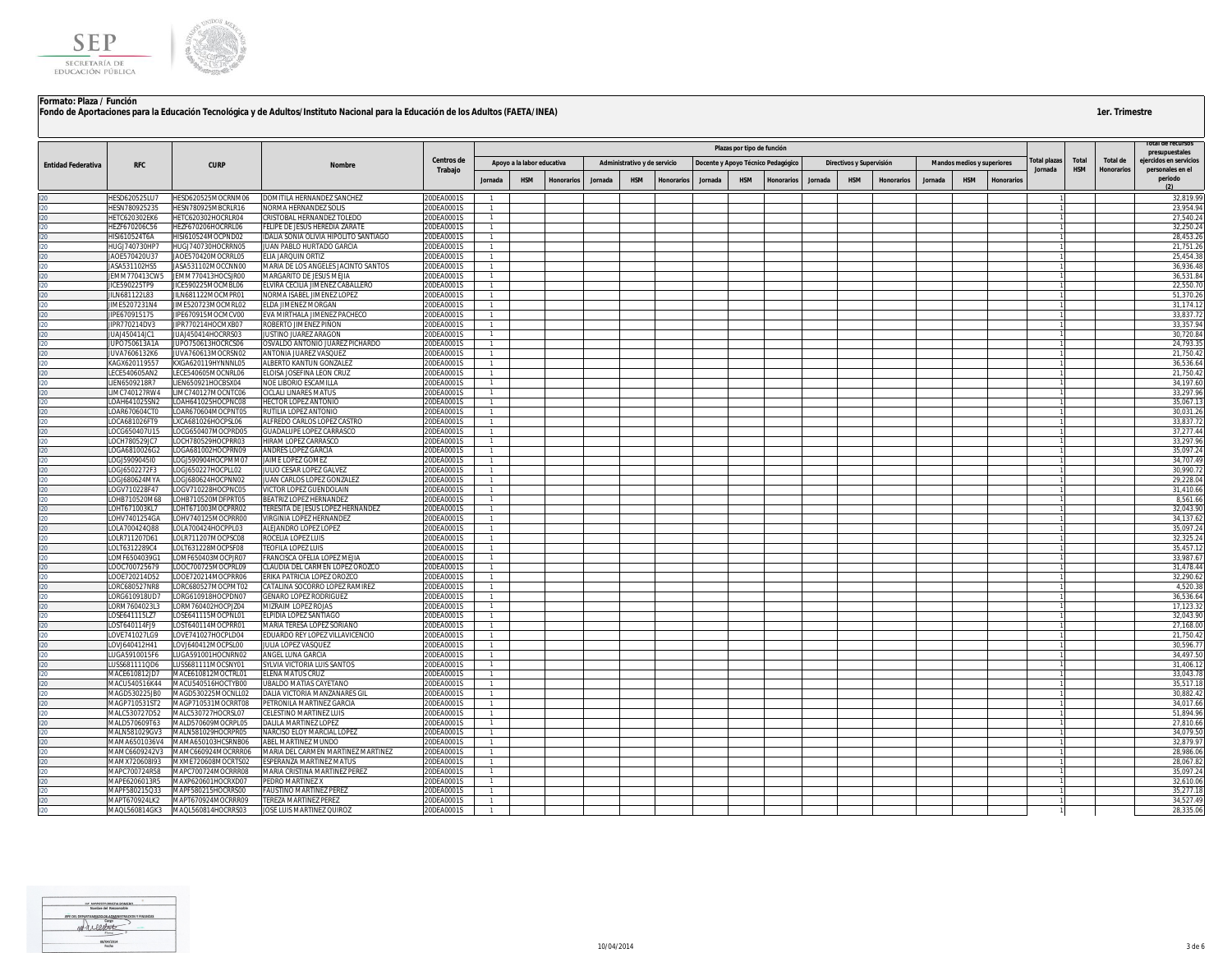**Formato: Plaza / Función**

**Fondo de Aportaciones para la Educación Tecnológica y de Adultos/Instituto Nacional para la Educación de los Adultos (FAETA/INEA)**

**1er. Trimestre**

| Entidad Federativa | RFC | CURP | Nombre | Centros de Trabajo | Plazas por tipo de función | | | | | | | | | | | | | | | Total plazas Jornada | Total HSM | Total de Honorarios | Total de recursos presupuestales ejercidos en servicios personales en el periodo (2) |
|---|---|---|---|---|---|---|---|---|---|---|---|---|---|---|---|---|---|---|---|---|---|---|---|
| | | | | | Apoyo a la labor educativa | | | Administrativo y de servicio | | | Docente y Apoyo Técnico Pedagógico | | | Directivos y Supervisión | | | Mandos medios y superiores | | | | | | |
| | | | | | Jornada | HSM | Honorarios | Jornada | HSM | Honorarios | Jornada | HSM | Honorarios | Jornada | HSM | Honorarios | Jornada | HSM | Honorarios | | | | |
| I20 | HESD620525LU7 | HESD620525MOCRNM06 | DOMITILA HERNANDEZ SANCHEZ | 20DEA0001S | 1 | | | | | | | | | | | | | | | 1 | | | 32,819.99 |
| I20 | HESN780925235 | HESN780925MBCRLR16 | NORMA HERNANDEZ SOLIS | 20DEA0001S | 1 | | | | | | | | | | | | | | | 1 | | | 23,954.94 |
| I20 | HETC620302EK6 | HETC620302HOCRLR04 | CRISTOBAL HERNANDEZ TOLEDO | 20DEA0001S | 1 | | | | | | | | | | | | | | | 1 | | | 27,540.24 |
| I20 | HEZF670206C56 | HEZF670206HOCRRL06 | FELIPE DE JESUS HEREDIA ZARATE | 20DEA0001S | 1 | | | | | | | | | | | | | | | 1 | | | 32,250.24 |
| I20 | HISI610524T6A | HISI610524MOCPND02 | IDALIA SONIA OLIVIA HIPOLITO SANTIAGO | 20DEA0001S | 1 | | | | | | | | | | | | | | | 1 | | | 28,453.26 |
| I20 | HUGJ740730HP7 | HUGJ740730HOCRRN05 | JUAN PABLO HURTADO GARCIA | 20DEA0001S | 1 | | | | | | | | | | | | | | | 1 | | | 21,751.26 |
| I20 | JAOE570420U37 | JAOE570420MOCRRL05 | ELIA JARQUIN ORTIZ | 20DEA0001S | 1 | | | | | | | | | | | | | | | 1 | | | 25,454.38 |
| I20 | JASA531102HS5 | JASA531102MOCCNN00 | MARIA DE LOS ANGELES JACINTO SANTOS | 20DEA0001S | 1 | | | | | | | | | | | | | | | 1 | | | 36,936.48 |
| I20 | JEMM770413CW5 | JEMM770413HOCSJR00 | MARGARITO DE JESUS MEJIA | 20DEA0001S | 1 | | | | | | | | | | | | | | | 1 | | | 36,531.84 |
| I20 | JICE590225TP9 | JICE590225MOCMBL06 | ELVIRA CECILIA JIMENEZ CABALLERO | 20DEA0001S | 1 | | | | | | | | | | | | | | | 1 | | | 22,550.70 |
| I20 | JILN681122L83 | JILN681122MOCMPR01 | NORMA ISABEL JIMENEZ LOPEZ | 20DEA0001S | 1 | | | | | | | | | | | | | | | 1 | | | 51,370.26 |
| I20 | JIME5207231N4 | JIME520723MOCMRL02 | ELDA JIMENEZ MORGAN | 20DEA0001S | 1 | | | | | | | | | | | | | | | 1 | | | 31,174.12 |
| I20 | JIPE670915175 | JIPE670915MOCMCV00 | EVA MIRTHALA JIMENEZ PACHECO | 20DEA0001S | 1 | | | | | | | | | | | | | | | 1 | | | 33,837.72 |
| I20 | JIPR770214DV3 | JIPR770214HOCMXB07 | ROBERTO JIMENEZ PIÑON | 20DEA0001S | 1 | | | | | | | | | | | | | | | 1 | | | 33,357.94 |
| I20 | JUAJ450414JC1 | JUAJ450414HOCRRS03 | JUSTINO JUAREZ ARAGON | 20DEA0001S | 1 | | | | | | | | | | | | | | | 1 | | | 30,720.84 |
| I20 | JUPO750613A1A | JUPO750613HOCRCS06 | OSVALDO ANTONIO JUAREZ PICHARDO | 20DEA0001S | 1 | | | | | | | | | | | | | | | 1 | | | 24,793.35 |
| I20 | JUVA7606132K6 | JUVA760613MOCRSN02 | ANTONIA JUAREZ VASQUEZ | 20DEA0001S | 1 | | | | | | | | | | | | | | | 1 | | | 21,750.42 |
| I20 | KAGX620119557 | KXGA620119HYNNNL05 | ALBERTO KANTUN GONZALEZ | 20DEA0001S | 1 | | | | | | | | | | | | | | | 1 | | | 36,536.64 |
| I20 | LECE540605AN2 | LECE540605MOCNRL06 | ELOISA JOSEFINA LEON CRUZ | 20DEA0001S | 1 | | | | | | | | | | | | | | | 1 | | | 21,750.42 |
| I20 | LIEN6509218R7 | LIEN650921HOCBSX04 | NOE LIBORIO ESCAMILLA | 20DEA0001S | 1 | | | | | | | | | | | | | | | 1 | | | 34,197.60 |
| I20 | LIMC740127RW4 | LIMC740127MOCNTC06 | CICLALI LINARES MATUS | 20DEA0001S | 1 | | | | | | | | | | | | | | | 1 | | | 33,297.96 |
| I20 | LOAH641025SN2 | LOAH641025HOCPNC08 | HECTOR LOPEZ ANTONIO | 20DEA0001S | 1 | | | | | | | | | | | | | | | 1 | | | 35,067.13 |
| I20 | LOAR670604CT0 | LOAR670604MOCPNT05 | RUTILIA LOPEZ ANTONIO | 20DEA0001S | 1 | | | | | | | | | | | | | | | 1 | | | 30,031.26 |
| I20 | LOCA681026FT9 | LXCA681026HOCPSL06 | ALFREDO CARLOS LOPEZ CASTRO | 20DEA0001S | 1 | | | | | | | | | | | | | | | 1 | | | 33,837.72 |
| I20 | LOCG650407U15 | LOCG650407MOCPRD05 | GUADALUPE LOPEZ CARRASCO | 20DEA0001S | 1 | | | | | | | | | | | | | | | 1 | | | 37,277.44 |
| I20 | LOCH780529JC7 | LOCH780529HOCPRR03 | HIRAM LOPEZ CARRASCO | 20DEA0001S | 1 | | | | | | | | | | | | | | | 1 | | | 33,297.96 |
| I20 | LOGA6810026G2 | LOGA681002HOCPRN09 | ANDRES LOPEZ GARCIA | 20DEA0001S | 1 | | | | | | | | | | | | | | | 1 | | | 35,097.24 |
| I20 | LOGJ5909045I0 | LOGJ590904HOCPMM07 | JAIME LOPEZ GOMEZ | 20DEA0001S | 1 | | | | | | | | | | | | | | | 1 | | | 34,707.49 |
| I20 | LOGJ6502272F3 | LOGJ650227HOCPLL02 | JULIO CESAR LOPEZ GALVEZ | 20DEA0001S | 1 | | | | | | | | | | | | | | | 1 | | | 30,990.72 |
| I20 | LOGJ680624MYA | LOGJ680624HOCPNN02 | JUAN CARLOS LOPEZ GONZALEZ | 20DEA0001S | 1 | | | | | | | | | | | | | | | 1 | | | 29,228.04 |
| I20 | LOGV710228F47 | LOGV710228HOCPNC05 | VICTOR LOPEZ GUENDOLAIN | 20DEA0001S | 1 | | | | | | | | | | | | | | | 1 | | | 31,410.66 |
| I20 | LOHB710520M68 | LOHB710520MDFPRT05 | BEATRIZ LOPEZ HERNANDEZ | 20DEA0001S | 1 | | | | | | | | | | | | | | | 1 | | | 8,561.66 |
| I20 | LOHT671003KL7 | LOHT671003MOCPRR02 | TERESITA DE JESUS LOPEZ HERNANDEZ | 20DEA0001S | 1 | | | | | | | | | | | | | | | 1 | | | 32,043.90 |
| I20 | LOHV7401254GA | LOHV740125MOCPRR00 | VIRGINIA LOPEZ HERNANDEZ | 20DEA0001S | 1 | | | | | | | | | | | | | | | 1 | | | 34,137.62 |
| I20 | LOLA700424Q88 | LOLA700424HOCPPL03 | ALEJANDRO LOPEZ LOPEZ | 20DEA0001S | 1 | | | | | | | | | | | | | | | 1 | | | 35,097.24 |
| I20 | LOLR711207D61 | LOLR711207MOCPSC08 | ROCELIA LOPEZ LUIS | 20DEA0001S | 1 | | | | | | | | | | | | | | | 1 | | | 32,325.24 |
| I20 | LOLT6312289C4 | LOLT631228MOCPSF08 | TEOFILA LOPEZ LUIS | 20DEA0001S | 1 | | | | | | | | | | | | | | | 1 | | | 35,457.12 |
| I20 | LOMF6504039G1 | LOMF650403MOCPJR07 | FRANCISCA OFELIA LOPEZ MEJIA | 20DEA0001S | 1 | | | | | | | | | | | | | | | 1 | | | 33,987.67 |
| I20 | LOOC700725679 | LOOC700725MOCPRL09 | CLAUDIA DEL CARMEN LOPEZ OROZCO | 20DEA0001S | 1 | | | | | | | | | | | | | | | 1 | | | 31,478.44 |
| I20 | LOOE720214D52 | LOOE720214MOCPRR06 | ERIKA PATRICIA LOPEZ OROZCO | 20DEA0001S | 1 | | | | | | | | | | | | | | | 1 | | | 32,290.62 |
| I20 | LORC680527NR8 | LORC680527MOCPMT02 | CATALINA SOCORRO LOPEZ RAMIREZ | 20DEA0001S | 1 | | | | | | | | | | | | | | | 1 | | | 4,520.38 |
| I20 | LORG610918UD7 | LORG610918HOCPDN07 | GENARO LOPEZ RODRIGUEZ | 20DEA0001S | 1 | | | | | | | | | | | | | | | 1 | | | 36,536.64 |
| I20 | LORM7604023L3 | LORM760402HOCPJZ04 | MIZRAIM LOPEZ ROJAS | 20DEA0001S | 1 | | | | | | | | | | | | | | | 1 | | | 17,123.32 |
| I20 | LOSE641115LZ7 | LOSE641115MOCPNL01 | ELPIDIA LOPEZ SANTIAGO | 20DEA0001S | 1 | | | | | | | | | | | | | | | 1 | | | 32,043.90 |
| I20 | LOST640114FJ9 | LOST640114MOCPRR01 | MARIA TERESA LOPEZ SORIANO | 20DEA0001S | 1 | | | | | | | | | | | | | | | 1 | | | 27,168.00 |
| I20 | LOVE741027LG9 | LOVE741027HOCPLD04 | EDUARDO REY LOPEZ VILLAVICENCIO | 20DEA0001S | 1 | | | | | | | | | | | | | | | 1 | | | 21,750.42 |
| I20 | LOVJ640412H41 | LOVJ640412MOCPSL00 | JULIA LOPEZ VASQUEZ | 20DEA0001S | 1 | | | | | | | | | | | | | | | 1 | | | 30,596.77 |
| I20 | LUGA5910015F6 | LUGA591001HOCNRN02 | ANGEL LUNA GARCIA | 20DEA0001S | 1 | | | | | | | | | | | | | | | 1 | | | 34,497.50 |
| I20 | LUSS681111QD6 | LUSS681111MOCSNY01 | SYLVIA VICTORIA LUIS SANTOS | 20DEA0001S | 1 | | | | | | | | | | | | | | | 1 | | | 31,406.12 |
| I20 | MACE610812JD7 | MACE610812MOCTRL01 | ELENA MATUS CRUZ | 20DEA0001S | 1 | | | | | | | | | | | | | | | 1 | | | 33,043.78 |
| I20 | MACU540516K44 | MACU540516HOCTYB00 | UBALDO MATIAS CAYETANO | 20DEA0001S | 1 | | | | | | | | | | | | | | | 1 | | | 35,517.18 |
| I20 | MAGD530225JB0 | MAGD530225MOCNLL02 | DALIA VICTORIA MANZANARES GIL | 20DEA0001S | 1 | | | | | | | | | | | | | | | 1 | | | 30,882.42 |
| I20 | MAGP710531ST2 | MAGP710531MOCRRT08 | PETRONILA MARTINEZ GARCIA | 20DEA0001S | 1 | | | | | | | | | | | | | | | 1 | | | 34,017.66 |
| I20 | MALC530727D52 | MALC530727HOCRSL07 | CELESTINO MARTINEZ LUIS | 20DEA0001S | 1 | | | | | | | | | | | | | | | 1 | | | 51,894.96 |
| I20 | MALD570609T63 | MALD570609MOCRPL05 | DALILA MARTINEZ LOPEZ | 20DEA0001S | 1 | | | | | | | | | | | | | | | 1 | | | 27,810.66 |
| I20 | MALN581029GV3 | MALN581029HOCRPR05 | NARCISO ELOY MARCIAL LOPEZ | 20DEA0001S | 1 | | | | | | | | | | | | | | | 1 | | | 34,079.50 |
| I20 | MAMA6501036V4 | MAMA650103HCSRNB06 | ABEL MARTINEZ MUNDO | 20DEA0001S | 1 | | | | | | | | | | | | | | | 1 | | | 32,879.97 |
| I20 | MAMC6609242V3 | MAMC660924MOCRRR06 | MARIA DEL CARMEN MARTINEZ MARTINEZ | 20DEA0001S | 1 | | | | | | | | | | | | | | | 1 | | | 28,986.06 |
| I20 | MAMX720608I93 | MXME720608MOCRTS02 | ESPERANZA MARTINEZ MATUS | 20DEA0001S | 1 | | | | | | | | | | | | | | | 1 | | | 28,067.82 |
| I20 | MAPC700724R58 | MAPC700724MOCRRR08 | MARIA CRISTINA MARTINEZ PEREZ | 20DEA0001S | 1 | | | | | | | | | | | | | | | 1 | | | 35,097.24 |
| I20 | MAPE6206013R5 | MAXP620601HOCRXD07 | PEDRO MARTINEZ X | 20DEA0001S | 1 | | | | | | | | | | | | | | | 1 | | | 32,610.06 |
| I20 | MAPF580215Q33 | MAPF580215HOCRRS00 | FAUSTINO MARTINEZ PEREZ | 20DEA0001S | 1 | | | | | | | | | | | | | | | 1 | | | 35,277.18 |
| I20 | MAPT670924LK2 | MAPT670924MOCRRR09 | TEREZA MARTINEZ PEREZ | 20DEA0001S | 1 | | | | | | | | | | | | | | | 1 | | | 34,527.49 |
| I20 | MAQL560814GK3 | MAQL560814HOCRRS03 | JOSE LUIS MARTINEZ QUIROZ | 20DEA0001S | 1 | | | | | | | | | | | | | | | 1 | | | 28,335.06 |

10/04/2014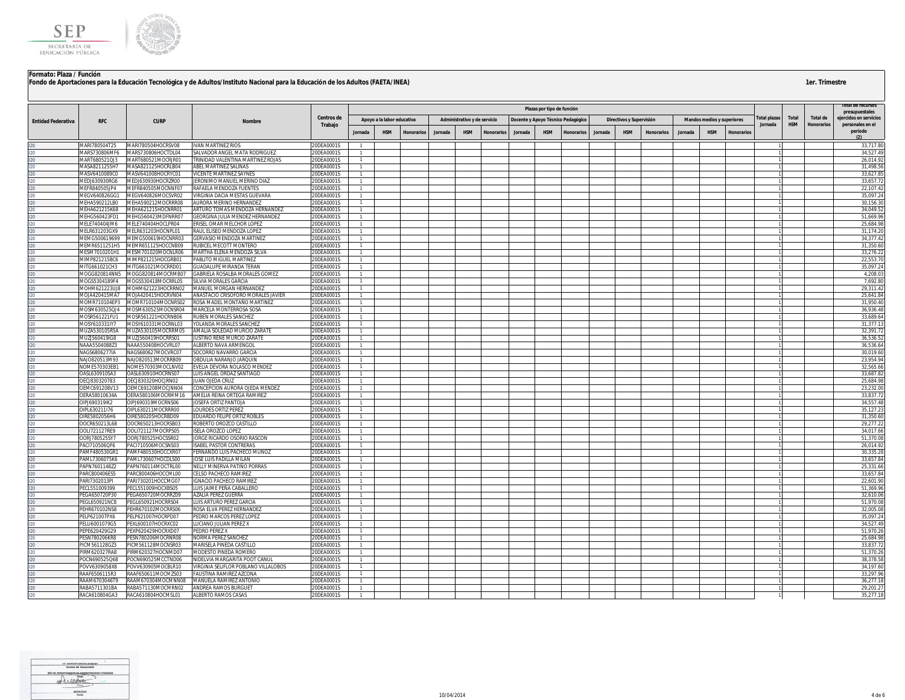**Formato: Plaza / Función**

**Fondo de Aportaciones para la Educación Tecnológica y de Adultos/Instituto Nacional para la Educación de los Adultos (FAETA/INEA)**

**1er. Trimestre**

| Entidad Federativa | RFC | CURP | Nombre | Centros de Trabajo | Plazas por tipo de función | | | | | | | | | | | | | | | Total plazas Jornada | Total HSM | Total de Honorarios | Total de recursos presupuestales ejercidos en servicios personales en el periodo (2) |
|---|---|---|---|---|---|---|---|---|---|---|---|---|---|---|---|---|---|---|---|---|---|---|---|
| | | | | | Apoyo a la labor educativa | | | Administrativo y de servicio | | | Docente y Apoyo Técnico Pedagógico | | | Directivos y Supervisión | | | Mandos medios y superiores | | | | | | |
| | | | | | Jornada | HSM | Honorarios | Jornada | HSM | Honorarios | Jornada | HSM | Honorarios | Jornada | HSM | Honorarios | Jornada | HSM | Honorarios | | | | |
| I20 | MARI780504T25 | MARI780504HOCRSV08 | IVAN MARTINEZ RIOS | 20DEA0001S | 1 | | | | | | | | | | | | | | | 1 | | | 33,717.80 |
| I20 | MARS730806MF6 | MARS730806HOCTDL04 | SALVADOR ANGEL MATA RODRIGUEZ | 20DEA0001S | 1 | | | | | | | | | | | | | | | 1 | | | 34,527.49 |
| I20 | MART680521QJ3 | MART680521MOCRJR01 | TRINIDAD VALENTINA MARTINEZ ROJAS | 20DEA0001S | 1 | | | | | | | | | | | | | | | 1 | | | 26,014.92 |
| I20 | MASA821125SH7 | MASA821125HOCRLB04 | ABEL MARTINEZ SALINAS | 20DEA0001S | 1 | | | | | | | | | | | | | | | 1 | | | 31,498.56 |
| I20 | MASV6410089C0 | MASV641008HOCRYC01 | VICENTE MARTINEZ SAYNES | 20DEA0001S | 1 | | | | | | | | | | | | | | | 1 | | | 33,627.85 |
| I20 | MEDJ630930RG6 | MEDJ630930HOCRZR00 | JERONIMO MANUEL MERINO DIAZ | 20DEA0001S | 1 | | | | | | | | | | | | | | | 1 | | | 33,657.72 |
| I20 | MEFR840505JP4 | MEFR840505MOCNNF07 | RAFAELA MENDOZA FUENTES | 20DEA0001S | 1 | | | | | | | | | | | | | | | 1 | | | 22,107.42 |
| I20 | MEGV640826GG1 | MEGV640826MOCSVR02 | VIRGINIA DACIA MESTAS GUEVARA | 20DEA0001S | 1 | | | | | | | | | | | | | | | 1 | | | 35,097.24 |
| I20 | MEHA590212LB0 | MEHA590212MOCRRR08 | AURORA MERINO HERNANDEZ | 20DEA0001S | 1 | | | | | | | | | | | | | | | 1 | | | 30,156.30 |
| I20 | MEHA621215K68 | MEHA621215HOCNRR01 | ARTURO TOMAS MENDOZA HERNANDEZ | 20DEA0001S | 1 | | | | | | | | | | | | | | | 1 | | | 34,049.52 |
| I20 | MEHG560423FD1 | MEHG560423MDFNRR07 | GEORGINA JULIA MENDEZ HERNANDEZ | 20DEA0001S | 1 | | | | | | | | | | | | | | | 1 | | | 51,669.96 |
| I20 | MELE740404JM6 | MELE740404HOCLPR04 | ERISEL OMAR MELCHOR LOPEZ | 20DEA0001S | 1 | | | | | | | | | | | | | | | 1 | | | 25,684.98 |
| I20 | MELR631203GX9 | MELR631203HOCNPL01 | RAUL ELISEO MENDOZA LOPEZ | 20DEA0001S | 1 | | | | | | | | | | | | | | | 1 | | | 31,174.20 |
| I20 | MEMG500619699 | MEMG500619HOCNRR03 | GERVASIO MENDOZA MARTINEZ | 20DEA0001S | 1 | | | | | | | | | | | | | | | 1 | | | 34,377.42 |
| I20 | MEMR6511251H5 | MEMR651125HOCCNB09 | RUBICEL MECOTT MONTERO | 20DEA0001S | 1 | | | | | | | | | | | | | | | 1 | | | 31,350.60 |
| I20 | MESM7010201H1 | MESM701020MOCNLR06 | MARTHA ELENA MENDOZA SILVA | 20DEA0001S | 1 | | | | | | | | | | | | | | | 1 | | | 33,276.22 |
| I20 | MIMP821215BC6 | MIMP821215HOCGRB01 | PABLITO MIGUEL MARTINEZ | 20DEA0001S | 1 | | | | | | | | | | | | | | | 1 | | | 22,553.70 |
| I20 | MITG661021CH3 | MITG661021MOCRRD01 | GUADALUPE MIRANDA TERAN | 20DEA0001S | 1 | | | | | | | | | | | | | | | 1 | | | 35,097.24 |
| I20 | MOGG820814NN5 | MOGG820814MOCRMB07 | GABRIELA ROSALBA MORALES GOMEZ | 20DEA0001S | 1 | | | | | | | | | | | | | | | 1 | | | 4,208.03 |
| I20 | MOGS5304189F4 | MOGS530418MOCRRL05 | SILVIA MORALES GARCIA | 20DEA0001S | 1 | | | | | | | | | | | | | | | 1 | | | 7,692.80 |
| I20 | MOHM621223UJ8 | MOHM621223HOCRRN02 | MANUEL MORGAN HERNANDEZ | 20DEA0001S | 1 | | | | | | | | | | | | | | | 1 | | | 29,311.42 |
| I20 | MOJA420415MA7 | MOJA420415HOCRVN04 | ANASTACIO CRISOFORO MORALES JAVIER | 20DEA0001S | 1 | | | | | | | | | | | | | | | 1 | | | 25,641.84 |
| I20 | MOMR710104EP3 | MOMR710104MOCNRS02 | ROSA MADEL MONTAÑO MARTINEZ | 20DEA0001S | 1 | | | | | | | | | | | | | | | 1 | | | 31,950.40 |
| I20 | MOSM630525QJ4 | MOSM630525MOCNSR04 | MARCELA MONTERROSA SOSA | 20DEA0001S | 1 | | | | | | | | | | | | | | | 1 | | | 36,936.48 |
| I20 | MOSR561221FU1 | MOSR561221HOCRNB06 | RUBEN MORALES SANCHEZ | 20DEA0001S | 1 | | | | | | | | | | | | | | | 1 | | | 33,689.64 |
| I20 | MOSY610331IY7 | MOSY610331MOCRNL03 | YOLANDA MORALES SANCHEZ | 20DEA0001S | 1 | | | | | | | | | | | | | | | 1 | | | 31,377.13 |
| I20 | MUZA530105R5A | MUZA530105MOCRRM05 | AMALIA SOLEDAD MURCIO ZARATE | 20DEA0001S | 1 | | | | | | | | | | | | | | | 1 | | | 32,391.72 |
| I20 | MUZJ560419IG8 | MUZJ560419HOCRRS01 | JUSTINO RENE MURCIO ZARATE | 20DEA0001S | 1 | | | | | | | | | | | | | | | 1 | | | 36,536.52 |
| I20 | NAAA5504088Z3 | NAAA550408HOCVRL07 | ALBERTO NAVA ARMENGOL | 20DEA0001S | 1 | | | | | | | | | | | | | | | 1 | | | 36,536.64 |
| I20 | NAGS6806277IA | NAGS680627MOCVRC07 | SOCORRO NAVARRO GARCIA | 20DEA0001S | 1 | | | | | | | | | | | | | | | 1 | | | 30,019.60 |
| I20 | NAJO820513M93 | NAJO820513MOCRRB09 | OBDULIA NARANJO JARQUIN | 20DEA0001S | 1 | | | | | | | | | | | | | | | 1 | | | 23,954.94 |
| I20 | NOME570303EB1 | NOME570303MOCLNV02 | EVELIA DEVORA NOLASCO MENDEZ | 20DEA0001S | 1 | | | | | | | | | | | | | | | 1 | | | 32,565.66 |
| I20 | OASL630910SA3 | OASL630910HOCRNS07 | LUIS ANGEL ORDAZ SANTIAGO | 20DEA0001S | 1 | | | | | | | | | | | | | | | 1 | | | 33,687.82 |
| I20 | OECJ830320783 | OECJ830320HOCJRN02 | JUAN OJEDA CRUZ | 20DEA0001S | 1 | | | | | | | | | | | | | | | 1 | | | 25,684.98 |
| I20 | OEMC691208V13 | OEMC691208MOCJNN04 | CONCEPCION AURORA OJEDA MENDEZ | 20DEA0001S | 1 | | | | | | | | | | | | | | | 1 | | | 23,232.00 |
| I20 | OERA58010634A | OERA580106MOCRMM16 | AMELIA REINA ORTEGA RAMIREZ | 20DEA0001S | 1 | | | | | | | | | | | | | | | 1 | | | 33,837.72 |
| I20 | OIPJ690319IK2 | OIPJ690319MOCRNS06 | JOSEFA ORTIZ PANTOJA | 20DEA0001S | 1 | | | | | | | | | | | | | | | 1 | | | 34,557.48 |
| I20 | OIPL630211I76 | OIPL630211MOCRRR00 | LOURDES ORTIZ PEREZ | 20DEA0001S | 1 | | | | | | | | | | | | | | | 1 | | | 35,127.23 |
| I20 | OIRE5802056H6 | OIRE580205HOCRBD09 | EDUARDO FELIPE ORTIZ ROBLES | 20DEA0001S | 1 | | | | | | | | | | | | | | | 1 | | | 31,350.60 |
| I20 | OOCR650213L68 | OOCR650213HOCRSB03 | ROBERTO OROZCO CASTILLO | 20DEA0001S | 1 | | | | | | | | | | | | | | | 1 | | | 29,277.22 |
| I20 | OOLI721127RE9 | OOLI721127MOCRPS05 | ISELA OROZCO LOPEZ | 20DEA0001S | 1 | | | | | | | | | | | | | | | 1 | | | 34,017.66 |
| I20 | OORJ780525SY7 | OORJ780525HOCSSR02 | JORGE RICARDO OSORIO RASCON | 20DEA0001S | 1 | | | | | | | | | | | | | | | 1 | | | 51,370.08 |
| I20 | PACI710506QF6 | PACI710506MOCSNS03 | ISABEL PASTOR CONTRERAS | 20DEA0001S | 1 | | | | | | | | | | | | | | | 1 | | | 26,014.92 |
| I20 | PAMF480530GR1 | PAMF480530HOCCXR07 | FERNANDO LUIS PACHECO MUNOZ | 20DEA0001S | 1 | | | | | | | | | | | | | | | 1 | | | 30,335.28 |
| I20 | PAML7306075K6 | PAML730607HOCDLS00 | JOSE LUIS PADILLA MILAN | 20DEA0001S | 1 | | | | | | | | | | | | | | | 1 | | | 33,657.84 |
| I20 | PAPN7601148Z2 | PAPN760114MOCTRL00 | NELLY MINERVA PATIÑO PORRAS | 20DEA0001S | 1 | | | | | | | | | | | | | | | 1 | | | 25,331.66 |
| I20 | PARC800406ES5 | PARC800406HOCCML00 | CELSO PACHECO RAMIREZ | 20DEA0001S | 1 | | | | | | | | | | | | | | | 1 | | | 33,657.84 |
| I20 | PARI7302013PI | PARI730201HOCCMG07 | IGNACIO PACHECO RAMIREZ | 20DEA0001S | 1 | | | | | | | | | | | | | | | 1 | | | 22,601.90 |
| I20 | PECL551009399 | PECL551009HOCXBS05 | LUIS JAIME PEÑA CABALLERO | 20DEA0001S | 1 | | | | | | | | | | | | | | | 1 | | | 51,369.96 |
| I20 | PEGA650720P30 | PEGA650720MOCRRZ09 | AZALIA PEREZ GUERRA | 20DEA0001S | 1 | | | | | | | | | | | | | | | 1 | | | 32,610.06 |
| I20 | PEGL650921NC8 | PEGL650921HOCRRS04 | LUIS ARTURO PEREZ GARCIA | 20DEA0001S | 1 | | | | | | | | | | | | | | | 1 | | | 51,970.08 |
| I20 | PEHR670102NS8 | PEHR670102MOCRRS06 | ROSA ELVA PEREZ HERNANDEZ | 20DEA0001S | 1 | | | | | | | | | | | | | | | 1 | | | 32,005.08 |
| I20 | PELP621007PX6 | PELP621007HOCRPD07 | PEDRO MARCOS PEREZ LOPEZ | 20DEA0001S | 1 | | | | | | | | | | | | | | | 1 | | | 35,097.24 |
| I20 | PELU6001079G5 | PEXL600107HOCRXC02 | LUCIANO JULIAN PEREZ X | 20DEA0001S | 1 | | | | | | | | | | | | | | | 1 | | | 34,527.49 |
| I20 | PEPE620429G29 | PEXP620429HOCRXD07 | PEDRO PEREZ X | 20DEA0001S | 1 | | | | | | | | | | | | | | | 1 | | | 51,970.26 |
| I20 | PESN780206KR8 | PESN780206MOCRNR08 | NORMA PEREZ SANCHEZ | 20DEA0001S | 1 | | | | | | | | | | | | | | | 1 | | | 25,684.98 |
| I20 | PICM561128GZ3 | PICM561128MOCNSR03 | MARISELA PINEDA CASTILLO | 20DEA0001S | 1 | | | | | | | | | | | | | | | 1 | | | 33,837.72 |
| I20 | PIRM620327RA8 | PIRM620327HOCNMD07 | MODESTO PINEDA ROMERO | 20DEA0001S | 1 | | | | | | | | | | | | | | | 1 | | | 51,370.26 |
| I20 | POCN690525Q68 | POCN690525MCCTND06 | NIDELVIA MARGARITA POOT CANUL | 20DEA0001S | 1 | | | | | | | | | | | | | | | 1 | | | 38,378.58 |
| I20 | POVV6309058X8 | POVV630905MOCBLR10 | VIRGINIA SELIFLOR POBLANO VILLALOBOS | 20DEA0001S | 1 | | | | | | | | | | | | | | | 1 | | | 34,197.60 |
| I20 | RAAF6506115R3 | RAAF650611MOCMZS03 | FAUSTINA RAMIREZ AZCONA | 20DEA0001S | 1 | | | | | | | | | | | | | | | 1 | | | 33,297.96 |
| I20 | RAAM6703046T9 | RAAM670304MOCMNN08 | MANUELA RAMIREZ ANTONIO | 20DEA0001S | 1 | | | | | | | | | | | | | | | 1 | | | 36,277.18 |
| I20 | RABA5711301BA | RABA571130MOCMRN02 | ANDREA RAMOS BURGUET | 20DEA0001S | 1 | | | | | | | | | | | | | | | 1 | | | 29,201.27 |
| I20 | RACA610804GA3 | RACA610804HOCMSL01 | ALBERTO RAMOS CASAS | 20DEA0001S | 1 | | | | | | | | | | | | | | | 1 | | | 35,277.18 |

Nombre del Responsable

JEFE DEL DEPARTAMENTO DE ADMINISTRACIÓN Y FINANZAS

Cargo

Firma

09/04/2014

Fecha

10/04/2014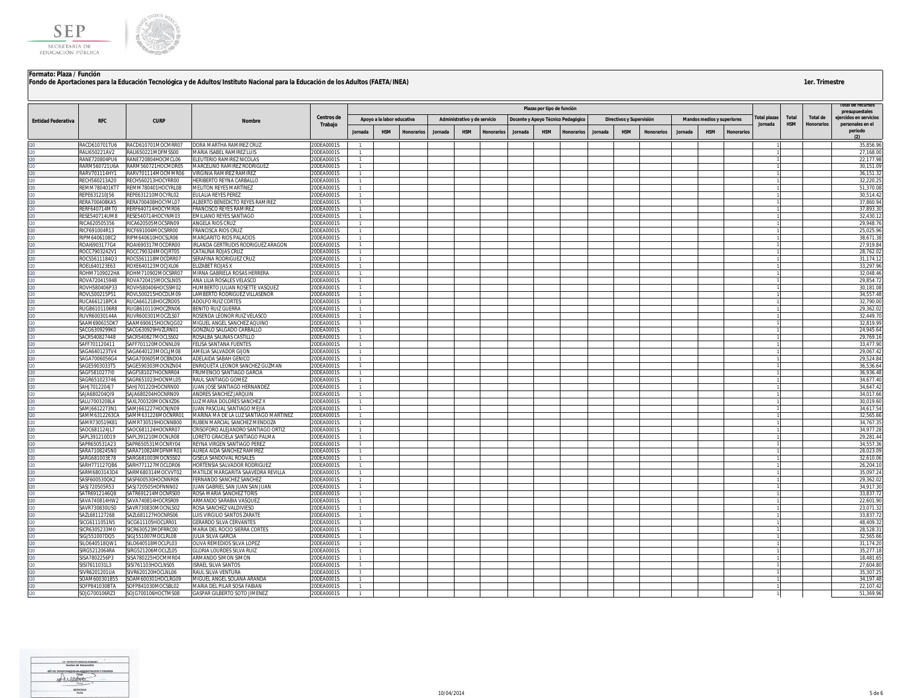**Formato: Plaza / Función**

**Fondo de Aportaciones para la Educación Tecnológica y de Adultos/Instituto Nacional para la Educación de los Adultos (FAETA/INEA)**

**1er. Trimestre**

| Entidad Federativa | RFC | CURP | Nombre | Centros de Trabajo | Plazas por tipo de función | | | | | | | | | | | | | | | Total plazas Jornada | Total HSM | Total de Honorarios | Total de recursos presupuestales ejercidos en servicios personales en el periodo (2) |
|---|---|---|---|---|---|---|---|---|---|---|---|---|---|---|---|---|---|---|---|---|---|---|---|
| | | | | | Apoyo a la labor educativa | | | Administrativo y de servicio | | | Docente y Apoyo Técnico Pedagógico | | | Directivos y Supervisión | | | Mandos medios y superiores | | | | | | |
| | | | | | Jornada | HSM | Honorarios | Jornada | HSM | Honorarios | Jornada | HSM | Honorarios | Jornada | HSM | Honorarios | Jornada | HSM | Honorarios | | | | |
| I20 | RACD610701TU6 | RACD610701MOCMRR07 | DORA MARTHA RAMIREZ CRUZ | 20DEA0001S | 1 | | | | | | | | | | | | | | | 1 | | | 35,856.96 |
| I20 | RALI650221AV2 | RALI650221MDFMSS00 | MARIA ISABEL RAMIREZ LUIS | 20DEA0001S | 1 | | | | | | | | | | | | | | | 1 | | | 27,168.00 |
| I20 | RANE720804PU6 | RANE720804HOCMCL06 | ELEUTERIO RAMIREZ NICOLAS | 20DEA0001S | 1 | | | | | | | | | | | | | | | 1 | | | 22,177.98 |
| I20 | RARM560721U6A | RARM560721HOCMDR05 | MARCELINO RAMIREZ RODRIGUEZ | 20DEA0001S | 1 | | | | | | | | | | | | | | | 1 | | | 30,151.09 |
| I20 | RARV701114HY1 | RARV701114MOCMMR06 | VIRGINIA RAMIREZ RAMIREZ | 20DEA0001S | 1 | | | | | | | | | | | | | | | 1 | | | 36,151.32 |
| I20 | RECH560213A20 | RECH560213HOCYRR00 | HERIBERTO REYNA CARBALLO | 20DEA0001S | 1 | | | | | | | | | | | | | | | 1 | | | 32,220.25 |
| I20 | REMM780401KT7 | REMM780401HOCYRL08 | MELITON REYES MARTINEZ | 20DEA0001S | 1 | | | | | | | | | | | | | | | 1 | | | 51,370.08 |
| I20 | REPE631210JS6 | REPE631210MOCYRL02 | EULALIA REYES PEREZ | 20DEA0001S | 1 | | | | | | | | | | | | | | | 1 | | | 30,514.42 |
| I20 | RERA700408KA5 | RERA700408HOCYML07 | ALBERTO BENEDICTO REYES RAMIREZ | 20DEA0001S | 1 | | | | | | | | | | | | | | | 1 | | | 37,860.94 |
| I20 | RERF640714MT0 | RERF640714HOCYMR06 | FRANCISCO REYES RAMIREZ | 20DEA0001S | 1 | | | | | | | | | | | | | | | 1 | | | 37,893.30 |
| I20 | RESE540714UM8 | RESE540714HOCYNM03 | EMILIANO REYES SANTIAGO | 20DEA0001S | 1 | | | | | | | | | | | | | | | 1 | | | 32,430.12 |
| I20 | RICA620505356 | RICA620505MOCSRN09 | ANGELA RIOS CRUZ | 20DEA0001S | 1 | | | | | | | | | | | | | | | 1 | | | 29,948.76 |
| I20 | RICF691004R13 | RICF691004MOCSRR00 | FRANCISCA RIOS CRUZ | 20DEA0001S | 1 | | | | | | | | | | | | | | | 1 | | | 25,025.96 |
| I20 | RIPM6406108C2 | RIPM640610HOCSLR06 | MARGARITO RIOS PALACIOS | 20DEA0001S | 1 | | | | | | | | | | | | | | | 1 | | | 38,671.38 |
| I20 | ROAI6903177G4 | ROAI690317MOCDRR00 | IRLANDA GERTRUDIS RODRIGUEZ ARAGON | 20DEA0001S | 1 | | | | | | | | | | | | | | | 1 | | | 27,919.84 |
| I20 | ROCC790324ZV1 | ROCC790324MOCJRT05 | CATALINA ROJAS CRUZ | 20DEA0001S | 1 | | | | | | | | | | | | | | | 1 | | | 28,762.02 |
| I20 | ROCS5611184Q3 | ROCS561118MOCDRR07 | SERAFINA RODRIGUEZ CRUZ | 20DEA0001S | 1 | | | | | | | | | | | | | | | 1 | | | 31,174.12 |
| I20 | ROEL640123E63 | ROXE640123MOCJXL06 | ELIZABET ROJAS X | 20DEA0001S | 1 | | | | | | | | | | | | | | | 1 | | | 33,297.96 |
| I20 | ROHM7109022HA | ROHM710902MOCSRR07 | MIRNA GABRIELA ROSAS HERRERA | 20DEA0001S | 1 | | | | | | | | | | | | | | | 1 | | | 32,048.46 |
| I20 | ROVA720415948 | ROVA720415MOCSLN05 | ANA LILIA ROSALES VELASCO | 20DEA0001S | 1 | | | | | | | | | | | | | | | 1 | | | 29,854.72 |
| I20 | ROVH580406P33 | ROVH580406HOCSSM02 | HUMBERTO JULIAN ROSETTE VASQUEZ | 20DEA0001S | 1 | | | | | | | | | | | | | | | 1 | | | 30,181.08 |
| I20 | ROVL500215P51 | ROVL500215HOCDLM09 | LAMBERTO RODRIGUEZ VILLASEÑOR | 20DEA0001S | 1 | | | | | | | | | | | | | | | 1 | | | 34,557.48 |
| I20 | RUCA661218PC4 | RUCA661218HOCZRD05 | ADOLFO RUIZ CORTES | 20DEA0001S | 1 | | | | | | | | | | | | | | | 1 | | | 32,790.00 |
| I20 | RUGB6101106R8 | RUGB610110HOCZRN06 | BENITO RUIZ GUERRA | 20DEA0001S | 1 | | | | | | | | | | | | | | | 1 | | | 29,362.02 |
| I20 | RUVR60030144A | RUVR600301MOCZLS07 | ROSENDA LEONOR RUIZ VELASCO | 20DEA0001S | 1 | | | | | | | | | | | | | | | 1 | | | 32,449.70 |
| I20 | SAAM690615DK7 | SAAM690615HOCNQG02 | MIGUEL ANGEL SANCHEZ AQUINO | 20DEA0001S | 1 | | | | | | | | | | | | | | | 1 | | | 32,819.99 |
| I20 | SACG630929HK0 | SACG630929HVZLRN01 | GONZALO SALGADO CARBALLO | 20DEA0001S | 1 | | | | | | | | | | | | | | | 1 | | | 24,945.64 |
| I20 | SACR540827448 | SACR540827MOCLSS02 | ROSALBA SALINAS CASTILLO | 20DEA0001S | 1 | | | | | | | | | | | | | | | 1 | | | 29,769.16 |
| I20 | SAFF701120411 | SAFF701120MOCNNL09 | FELISA SANTANA FUENTES | 20DEA0001S | 1 | | | | | | | | | | | | | | | 1 | | | 33,477.90 |
| I20 | SAGA640123TV4 | SAGA640123MOCLJM08 | AMELIA SALVADOR GIJON | 20DEA0001S | 1 | | | | | | | | | | | | | | | 1 | | | 29,067.42 |
| I20 | SAGA7006056G4 | SAGA700605MOCBND04 | ADELAIDA SABAH GENICO | 20DEA0001S | 1 | | | | | | | | | | | | | | | 1 | | | 29,524.84 |
| I20 | SAGE5903033T5 | SAGE590303MOCNZN04 | ENRIQUETA LEONOR SANCHEZ GUZMAN | 20DEA0001S | 1 | | | | | | | | | | | | | | | 1 | | | 36,536.64 |
| I20 | SAGF581027710 | SAGF581027HOCNRR04 | FRUMENCIO SANTIAGO GARCIA | 20DEA0001S | 1 | | | | | | | | | | | | | | | 1 | | | 36,936.48 |
| I20 | SAGR651023746 | SAGR651023HOCNML05 | RAUL SANTIAGO GOMEZ | 20DEA0001S | 1 | | | | | | | | | | | | | | | 1 | | | 34,677.40 |
| I20 | SAHJ701220HJ7 | SAHJ701220HOCNRN00 | JUAN JOSE SANTIAGO HERNANDEZ | 20DEA0001S | 1 | | | | | | | | | | | | | | | 1 | | | 34,647.42 |
| I20 | SAJA680204QI9 | SAJA680204HOCNRN09 | ANDRES SANCHEZ JARQUIN | 20DEA0001S | 1 | | | | | | | | | | | | | | | 1 | | | 34,017.66 |
| I20 | SALU7003208L4 | SAXL700320MOCNXZ06 | LUZ MARIA DOLORES SANCHEZ X | 20DEA0001S | 1 | | | | | | | | | | | | | | | 1 | | | 30,019.60 |
| I20 | SAMJ6612273N1 | SAMJ661227HOCNJN09 | JUAN PASCUAL SANTIAGO MEJIA | 20DEA0001S | 1 | | | | | | | | | | | | | | | 1 | | | 34,617.54 |
| I20 | SAMM6312263CA | SAMM631226MOCNRR01 | MARINA MA DE LA LUZ SANTIAGO MARTINEZ | 20DEA0001S | 1 | | | | | | | | | | | | | | | 1 | | | 32,565.66 |
| I20 | SAMR730519K81 | SAMR730519HOCNNB00 | RUBEN MARCIAL SANCHEZ MENDOZA | 20DEA0001S | 1 | | | | | | | | | | | | | | | 1 | | | 34,767.35 |
| I20 | SAOC681124JL7 | SAOC681124HOCNRR07 | CRISOFORO ALEJANDRO SANTIAGO ORTIZ | 20DEA0001S | 1 | | | | | | | | | | | | | | | 1 | | | 34,977.28 |
| I20 | SAPL391210D19 | SAPL391210MOCNLR08 | LORETO GRACIELA SANTIAGO PALMA | 20DEA0001S | 1 | | | | | | | | | | | | | | | 1 | | | 29,281.44 |
| I20 | SAPR650531A23 | SAPR650531MOCNRY04 | REYNA VIRGEN SANTIAGO PEREZ | 20DEA0001S | 1 | | | | | | | | | | | | | | | 1 | | | 34,557.36 |
| I20 | SARA7108245N0 | SARA710824MDFNMR01 | AUREA AIDA SANCHEZ RAMIREZ | 20DEA0001S | 1 | | | | | | | | | | | | | | | 1 | | | 28,023.09 |
| I20 | SARG681003E78 | SARG681003MOCNSS02 | GISELA SANDOVAL ROSALES | 20DEA0001S | 1 | | | | | | | | | | | | | | | 1 | | | 32,610.06 |
| I20 | SARH771127QB6 | SARH771127MOCLDR06 | HORTENSIA SALVADOR RODRIGUEZ | 20DEA0001S | 1 | | | | | | | | | | | | | | | 1 | | | 26,204.10 |
| I20 | SARM6803143D4 | SARM680314MOCVVT02 | MATILDE MARGARITA SAAVEDRA REVILLA | 20DEA0001S | 1 | | | | | | | | | | | | | | | 1 | | | 35,097.24 |
| I20 | SASF600530QK2 | SASF600530HOCNNR06 | FERNANDO SANCHEZ SANCHEZ | 20DEA0001S | 1 | | | | | | | | | | | | | | | 1 | | | 29,362.02 |
| I20 | SASJ720505R53 | SASJ720505HDFNNN02 | JUAN GABRIEL SAN JUAN SAN JUAN | 20DEA0001S | 1 | | | | | | | | | | | | | | | 1 | | | 34,917.30 |
| I20 | SATR6912146Q8 | SATR691214MOCNRS00 | ROSA MARIA SANCHEZ TORIS | 20DEA0001S | 1 | | | | | | | | | | | | | | | 1 | | | 33,837.72 |
| I20 | SAVA740814HW2 | SAVA740814HOCRSR09 | ARMANDO SARABIA VASQUEZ | 20DEA0001S | 1 | | | | | | | | | | | | | | | 1 | | | 22,601.90 |
| I20 | SAVR730830US0 | SAVR730830MOCNLS02 | ROSA SANCHEZ VALDIVIESO | 20DEA0001S | 1 | | | | | | | | | | | | | | | 1 | | | 23,071.32 |
| I20 | SAZL681127268 | SAZL681127HOCNRS06 | LUIS VIRGILIO SANTOS ZARATE | 20DEA0001S | 1 | | | | | | | | | | | | | | | 1 | | | 33,837.72 |
| I20 | SICG6111051N5 | SICG611105HOCLRR01 | GERARDO SILVA CERVANTES | 20DEA0001S | 1 | | | | | | | | | | | | | | | 1 | | | 48,409.32 |
| I20 | SICR6305233M0 | SICR630523MDFRRC00 | MARIA DEL ROCIO SIERRA CORTES | 20DEA0001S | 1 | | | | | | | | | | | | | | | 1 | | | 28,528.31 |
| I20 | SIGJ551007DQ5 | SIGJ551007MOCLRL08 | JULIA SILVA GARCIA | 20DEA0001S | 1 | | | | | | | | | | | | | | | 1 | | | 32,565.66 |
| I20 | SILO640518QW1 | SILO640518MOCLPL03 | OLIVA REMEDIOS SILVA LOPEZ | 20DEA0001S | 1 | | | | | | | | | | | | | | | 1 | | | 31,174.20 |
| I20 | SIRG5212064RA | SIRG521206MOCLZL05 | GLORIA LOURDES SILVA RUIZ | 20DEA0001S | 1 | | | | | | | | | | | | | | | 1 | | | 35,277.18 |
| I20 | SISA7802256P3 | SISA780225HOCMMR04 | ARMANDO SIMON SIMON | 20DEA0001S | 1 | | | | | | | | | | | | | | | 1 | | | 18,481.65 |
| I20 | SISI7611031L3 | SISI761103HOCLNS05 | ISRAEL SILVA SANTOS | 20DEA0001S | 1 | | | | | | | | | | | | | | | 1 | | | 27,604.80 |
| I20 | SIVR6201201UA | SIVR620120HOCLNL06 | RAUL SILVA VENTURA | 20DEA0001S | 1 | | | | | | | | | | | | | | | 1 | | | 35,307.25 |
| I20 | SOAM600301855 | SOAM600301HOCLRG09 | MIGUEL ANGEL SOLANA ARANDA | 20DEA0001S | 1 | | | | | | | | | | | | | | | 1 | | | 34,197.48 |
| I20 | SOFP841030BTA | SOFP841030MOCSBL02 | MARIA DEL PILAR SOSA FABIAN | 20DEA0001S | 1 | | | | | | | | | | | | | | | 1 | | | 22,107.42 |
| I20 | SOJG700106RZ3 | SOJG700106HOCTMS08 | GASPAR GILBERTO SOTO JIMENEZ | 20DEA0001S | 1 | | | | | | | | | | | | | | | 1 | | | 51,369.96 |

Nombre del Responsable

JEFE DEL DEPARTAMENTO DE ADMINISTRACION Y FINANZAS

Cargo

Firma

09/04/2014

Fecha

10/04/2014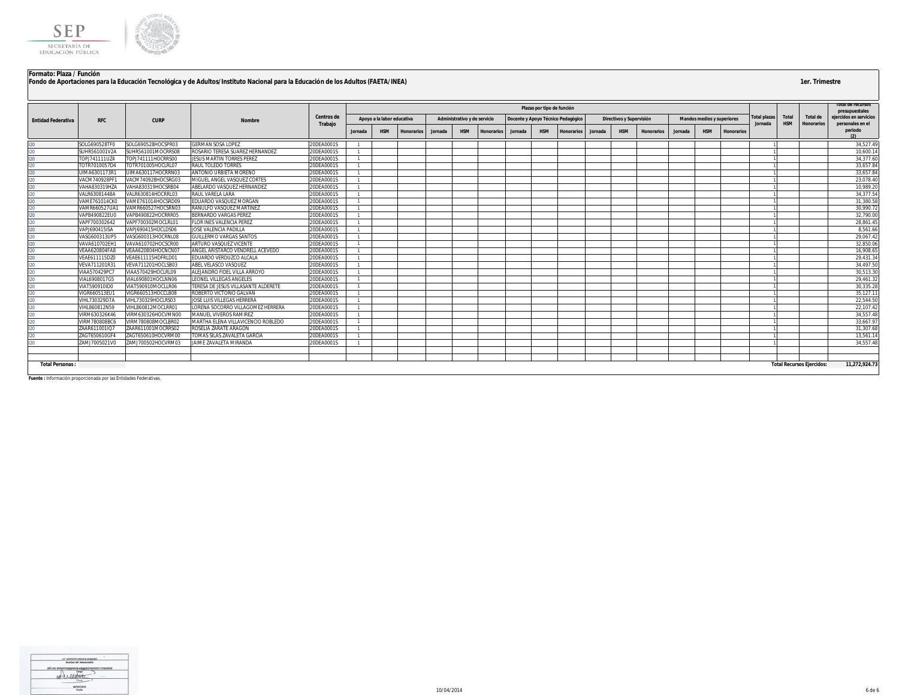**Formato: Plaza / Función**

**Fondo de Aportaciones para la Educación Tecnológica y de Adultos/Instituto Nacional para la Educación de los Adultos (FAETA/INEA)**

**1er. Trimestre**

| Entidad Federativa | RFC | CURP | Nombre | Centros de Trabajo | Plazas por tipo de función | | | | | | | | | | | | | | | Total plazas Jornada | Total HSM | Total de Honorarios | Total de recursos presupuestales ejercidos en servicios personales en el periodo (2) |
|---|---|---|---|---|---|---|---|---|---|---|---|---|---|---|---|---|---|---|---|---|---|---|---|
| | | | | | Apoyo a la labor educativa | | | Administrativo y de servicio | | | Docente y Apoyo Técnico Pedagógico | | | Directivos y Supervisión | | | Mandos medios y superiores | | | | | | |
| | | | | | Jornada | HSM | Honorarios | Jornada | HSM | Honorarios | Jornada | HSM | Honorarios | Jornada | HSM | Honorarios | Jornada | HSM | Honorarios | | | | |
| I20 | SOLG690528TF0 | SOLG690528HOCSPR03 | GERMAN SOSA LOPEZ | 20DEA0001S | 1 | | | | | | | | | | | | | | | 1 | | | 34,527.49 |
| I20 | SUHR561001V2A | SUHR561001MOCRRS08 | ROSARIO TERESA SUAREZ HERNANDEZ | 20DEA0001S | 1 | | | | | | | | | | | | | | | 1 | | | 10,600.14 |
| I20 | TOPJ741111UZ4 | TOPJ741111HOCRRS00 | JESUS MARTIN TORRES PEREZ | 20DEA0001S | 1 | | | | | | | | | | | | | | | 1 | | | 34,377.60 |
| I20 | TOTR7010057D4 | TOTR701005HOCLRL07 | RAUL TOLEDO TORRES | 20DEA0001S | 1 | | | | | | | | | | | | | | | 1 | | | 33,657.84 |
| I20 | UIMA6301173R1 | UIMA630117HOCRRN03 | ANTONIO URBIETA MORENO | 20DEA0001S | 1 | | | | | | | | | | | | | | | 1 | | | 33,657.84 |
| I20 | VACM740928PF1 | VACM740928HOCSRG03 | MIGUEL ANGEL VASQUEZ CORTES | 20DEA0001S | 1 | | | | | | | | | | | | | | | 1 | | | 23,078.40 |
| I20 | VAHA830319HZA | VAHA830319HOCSRB04 | ABELARDO VASQUEZ HERNANDEZ | 20DEA0001S | 1 | | | | | | | | | | | | | | | 1 | | | 10,989.20 |
| I20 | VALR63081448A | VALR630814HOCRRL03 | RAUL VARELA LARA | 20DEA0001S | 1 | | | | | | | | | | | | | | | 1 | | | 34,377.54 |
| I20 | VAME761014CK0 | VAME761014HOCSRD09 | EDUARDO VASQUEZ MORGAN | 20DEA0001S | 1 | | | | | | | | | | | | | | | 1 | | | 31,380.58 |
| I20 | VAMR660527UA1 | VAMR660527HOCSRN03 | RANULFO VASQUEZ MARTINEZ | 20DEA0001S | 1 | | | | | | | | | | | | | | | 1 | | | 30,990.72 |
| I20 | VAPB490822EU0 | VAPB490822HOCRRR05 | BERNARDO VARGAS PEREZ | 20DEA0001S | 1 | | | | | | | | | | | | | | | 1 | | | 32,790.00 |
| I20 | VAPF700302642 | VAPF700302MOCLRL01 | FLOR INES VALENCIA PEREZ | 20DEA0001S | 1 | | | | | | | | | | | | | | | 1 | | | 28,861.45 |
| I20 | VAPJ690415ISA | VAPJ690415HOCLDS06 | JOSE VALENCIA PADILLA | 20DEA0001S | 1 | | | | | | | | | | | | | | | 1 | | | 8,561.66 |
| I20 | VASG600313UP5 | VASG600313HOCRNL08 | GUILLERMO VARGAS SANTOS | 20DEA0001S | 1 | | | | | | | | | | | | | | | 1 | | | 29,067.42 |
| I20 | VAVA610702EH1 | VAVA610702HOCSCR00 | ARTURO VASQUEZ VICENTE | 20DEA0001S | 1 | | | | | | | | | | | | | | | 1 | | | 32,850.06 |
| I20 | VEAA620804FA8 | VEAA620804HOCNCN07 | ANGEL ARISTARCO VENDRELL ACEVEDO | 20DEA0001S | 1 | | | | | | | | | | | | | | | 1 | | | 16,908.65 |
| I20 | VEAE611115DZ0 | VEAE611115HDFRLD01 | EDUARDO VERDUZCO ALCALA | 20DEA0001S | 1 | | | | | | | | | | | | | | | 1 | | | 29,431.34 |
| I20 | VEVA711201R31 | VEVA711201HOCLSB03 | ABEL VELASCO VASQUEZ | 20DEA0001S | 1 | | | | | | | | | | | | | | | 1 | | | 34,497.50 |
| I20 | VIAA570429PC7 | VIAA570429HOCLRL09 | ALEJANDRO FIDEL VILLA ARROYO | 20DEA0001S | 1 | | | | | | | | | | | | | | | 1 | | | 30,513.30 |
| I20 | VIAL6908017G5 | VIAL690801HOCLNN06 | LEONEL VILLEGAS ANGELES | 20DEA0001S | 1 | | | | | | | | | | | | | | | 1 | | | 29,461.32 |
| I20 | VIAT590910ID0 | VIAT590910MOCLLR06 | TERESA DE JESUS VILLASANTE ALDERETE | 20DEA0001S | 1 | | | | | | | | | | | | | | | 1 | | | 30,335.28 |
| I20 | VIGR660513EU1 | VIGR660513HOCLLB08 | ROBERTO VICTORIO GALVAN | 20DEA0001S | 1 | | | | | | | | | | | | | | | 1 | | | 35,127.11 |
| I20 | VIHL730329D7A | VIHL730329HOCLRS03 | JOSE LUIS VILLEGAS HERRERA | 20DEA0001S | 1 | | | | | | | | | | | | | | | 1 | | | 22,544.50 |
| I20 | VIHL860812N59 | VIHL860812MOCLRR01 | LORENA SOCORRO VILLAGOMEZ HERRERA | 20DEA0001S | 1 | | | | | | | | | | | | | | | 1 | | | 22,107.42 |
| I20 | VIRM630326K46 | VIRM630326HOCVMN00 | MANUEL VIVEROS RAMIREZ | 20DEA0001S | 1 | | | | | | | | | | | | | | | 1 | | | 34,557.48 |
| I20 | VIRM780808BC6 | VIRM780808MOCLBR02 | MARTHA ELENA VILLAVICENCIO ROBLEDO | 20DEA0001S | 1 | | | | | | | | | | | | | | | 1 | | | 33,667.97 |
| I20 | ZAAR611001IQ7 | ZAAR611001MOCRRS02 | ROSELIA ZARATE ARAGON | 20DEA0001S | 1 | | | | | | | | | | | | | | | 1 | | | 31,307.68 |
| I20 | ZAGT650610GF4 | ZAGT650610HOCVRM00 | TOMAS SILAS ZAVALETA GARCIA | 20DEA0001S | 1 | | | | | | | | | | | | | | | 1 | | | 13,561.14 |
| I20 | ZAMJ7005021V0 | ZAMJ700502HOCVRM03 | JAIME ZAVALETA MIRANDA | 20DEA0001S | 1 | | | | | | | | | | | | | | | 1 | | | 34,557.48 |
| | | | | | | | | | | | | | | | | | | | | | | | |
| **Total Personas :** | | | | | | | | | | | | | | | | | | | | **Total Recursos Ejercidos:** | | | **11,272,924.73** |

**Fuente :** Información proporcionada por las Entidades Federativas.

Nombre del Responsable

JEFE DEL DEPARTAMENTO DE ADMINISTRACIÓN Y FINANZAS

Cargo

Firma

10/04/2014

Fecha

10/04/2014